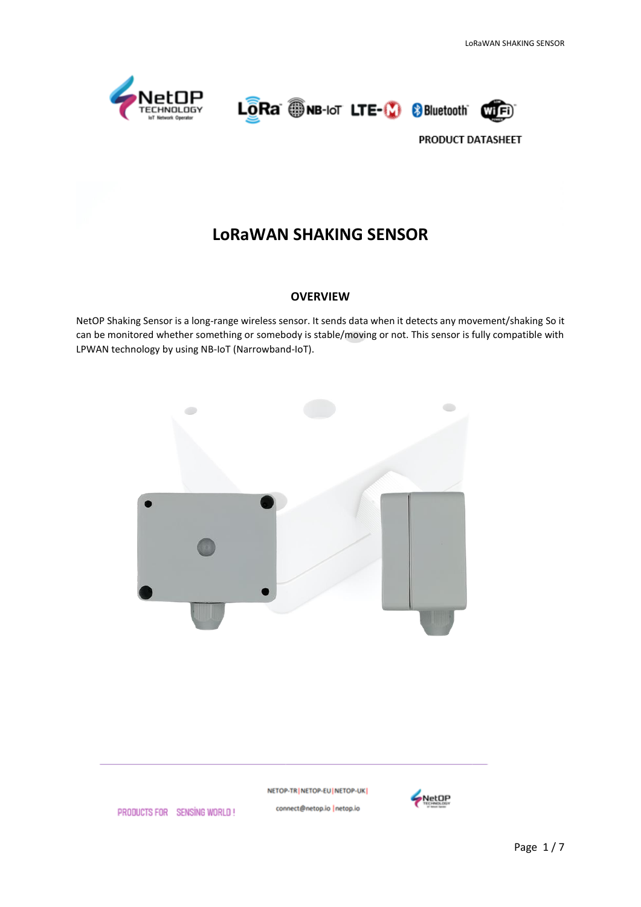PRODUCT DATASHEET

# LoRaWAN SHAKING SENSOR

## OVERVIEW

NetOP Shaking Sensor is a long-range wireless sensor. It sends data when it detects any movement/shaking So it can be monitored whether something or somebody is stable/moving or not. This sensor is fully compatible with LPWAN technology by using NB-IoT (Narrowband-IoT).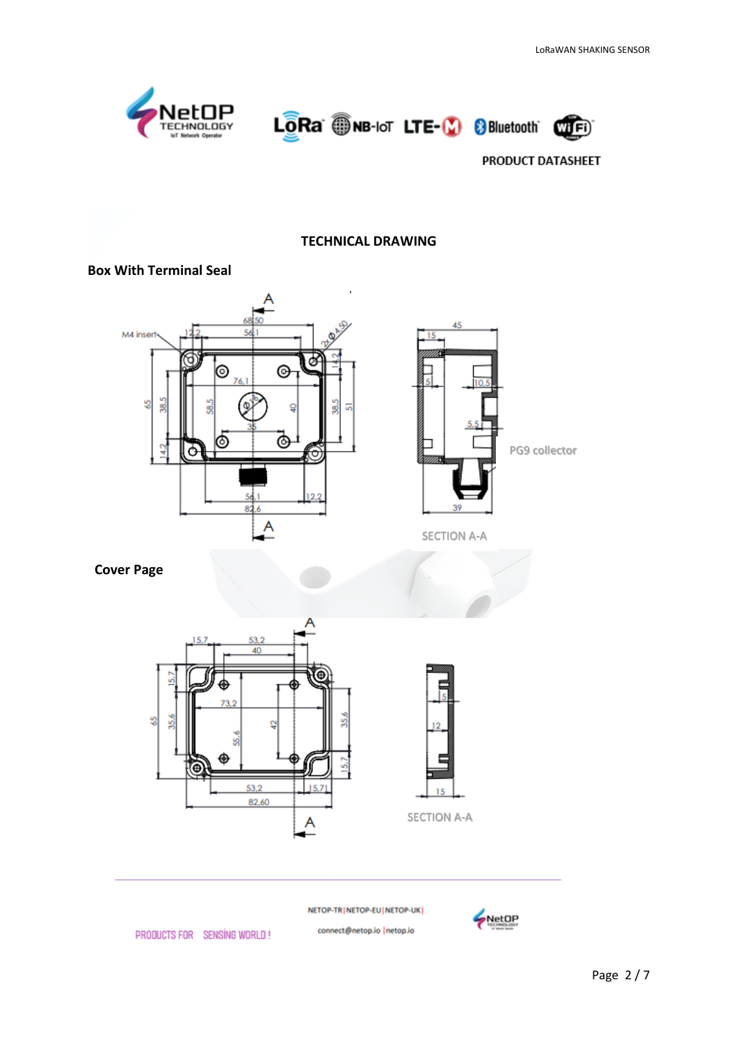PRODUCT DATASHEET

## TECHNICAL DRAWING

### Box With Terminal Seal

M4 insert

68,50
56,1
12,2
2x Ø 4,50
14,2
76,1
65
38,5
58,5
40
38,5
51
14,2
35
56,1
12,2
82,6
A
A

45
15
5
10,5
5,5
39
PG9 collector

SECTION A-A

### Cover Page

15,7
53,2
40
15,7
73,2
65
35,6
55,6
42
35,6
15,7
53,2
15,71
82,60
A
A

5
12
15

SECTION A-A

PRODUCTS FOR SENSİNG WORLD !

NETOP-TR | NETOP-EU | NETOP-UK |

connect@netop.io | netop.io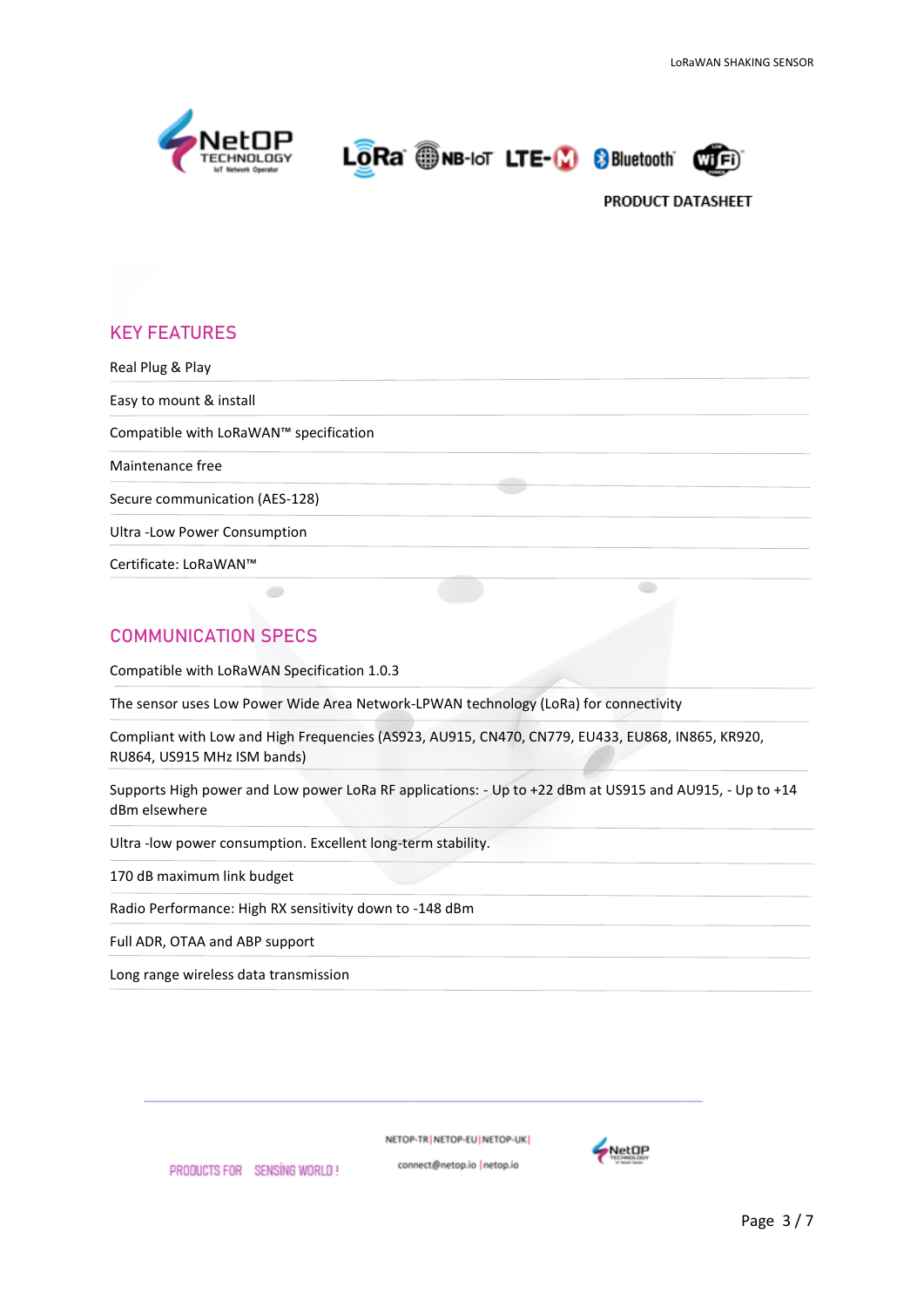## KEY FEATURES

Real Plug & Play

Easy to mount & install

Compatible with LoRaWAN™ specification

Maintenance free

Secure communication (AES-128)

Ultra -Low Power Consumption

Certificate: LoRaWAN™

## COMMUNICATION SPECS

Compatible with LoRaWAN Specification 1.0.3

The sensor uses Low Power Wide Area Network-LPWAN technology (LoRa) for connectivity

Compliant with Low and High Frequencies (AS923, AU915, CN470, CN779, EU433, EU868, IN865, KR920, RU864, US915 MHz ISM bands)

Supports High power and Low power LoRa RF applications: - Up to +22 dBm at US915 and AU915, - Up to +14 dBm elsewhere

Ultra -low power consumption. Excellent long-term stability.

170 dB maximum link budget

Radio Performance: High RX sensitivity down to -148 dBm

Full ADR, OTAA and ABP support

Long range wireless data transmission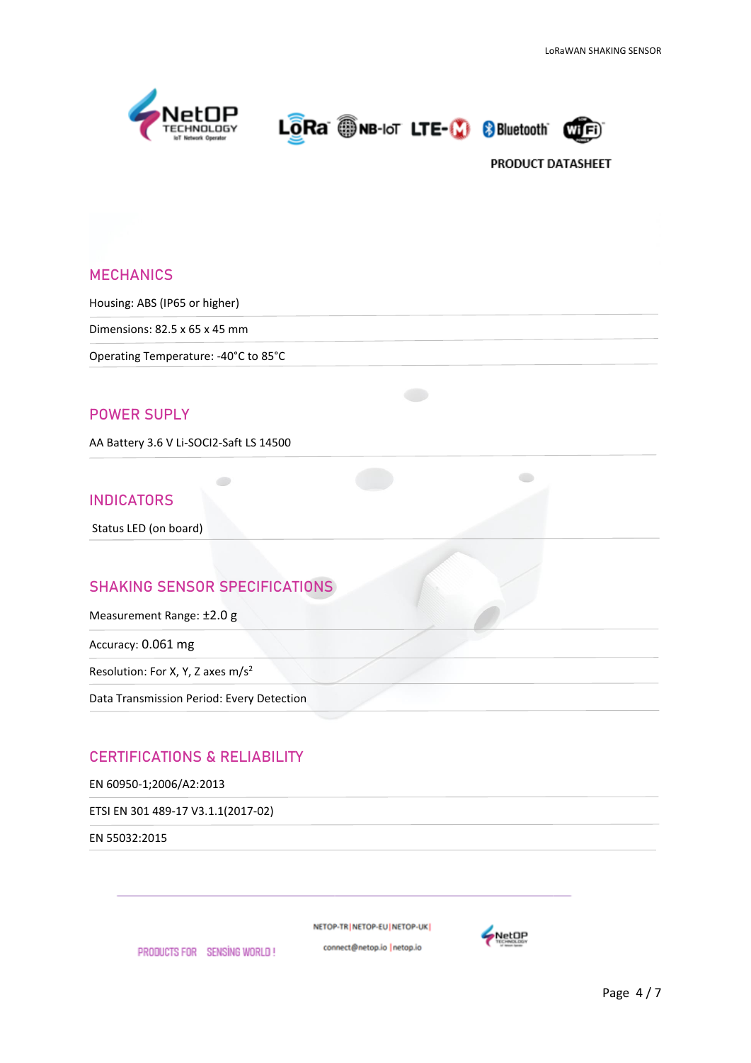## MECHANICS

Housing: ABS (IP65 or higher)

Dimensions: 82.5 x 65 x 45 mm

Operating Temperature: -40°C to 85°C

## POWER SUPLY

AA Battery 3.6 V Li-SOCI2-Saft LS 14500

## INDICATORS

Status LED (on board)

## SHAKING SENSOR SPECIFICATIONS

Measurement Range: ±2.0 g

Accuracy: 0.061 mg

Resolution: For X, Y, Z axes $m/s^2$

Data Transmission Period: Every Detection

## CERTIFICATIONS & RELIABILITY

EN 60950-1;2006/A2:2013

ETSI EN 301 489-17 V3.1.1(2017-02)

EN 55032:2015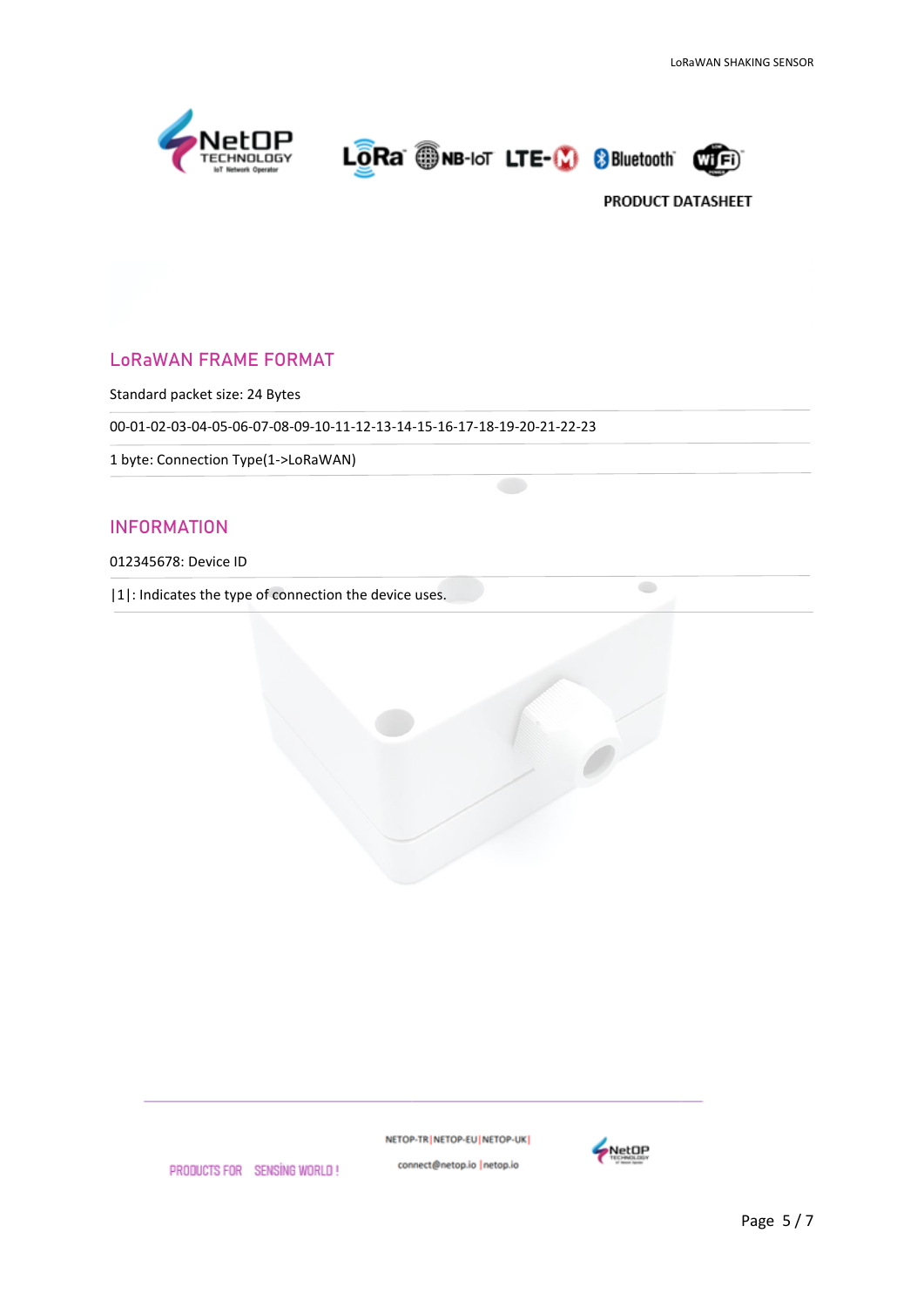## LoRaWAN FRAME FORMAT

Standard packet size: 24 Bytes

00-01-02-03-04-05-06-07-08-09-10-11-12-13-14-15-16-17-18-19-20-21-22-23

1 byte: Connection Type(1->LoRaWAN)

## INFORMATION

012345678: Device ID

|1|: Indicates the type of connection the device uses.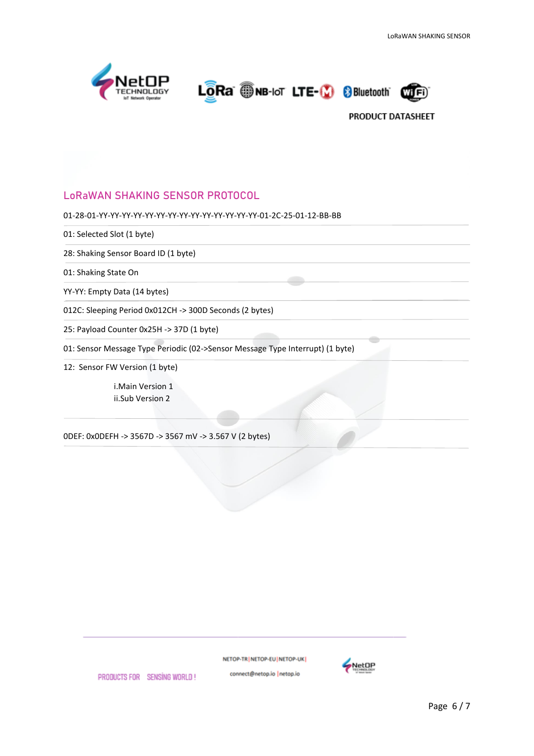## LoRaWAN SHAKING SENSOR PROTOCOL

01-28-01-YY-YY-YY-YY-YY-YY-YY-YY-YY-YY-YY-YY-YY-YY-01-2C-25-01-12-BB-BB

01: Selected Slot (1 byte)

28: Shaking Sensor Board ID (1 byte)

01: Shaking State On

YY-YY: Empty Data (14 bytes)

012C: Sleeping Period 0x012CH -> 300D Seconds (2 bytes)

25: Payload Counter 0x25H -> 37D (1 byte)

01: Sensor Message Type Periodic (02->Sensor Message Type Interrupt) (1 byte)

12: Sensor FW Version (1 byte)

i.Main Version 1
ii.Sub Version 2

0DEF: 0x0DEFH -> 3567D -> 3567 mV -> 3.567 V (2 bytes)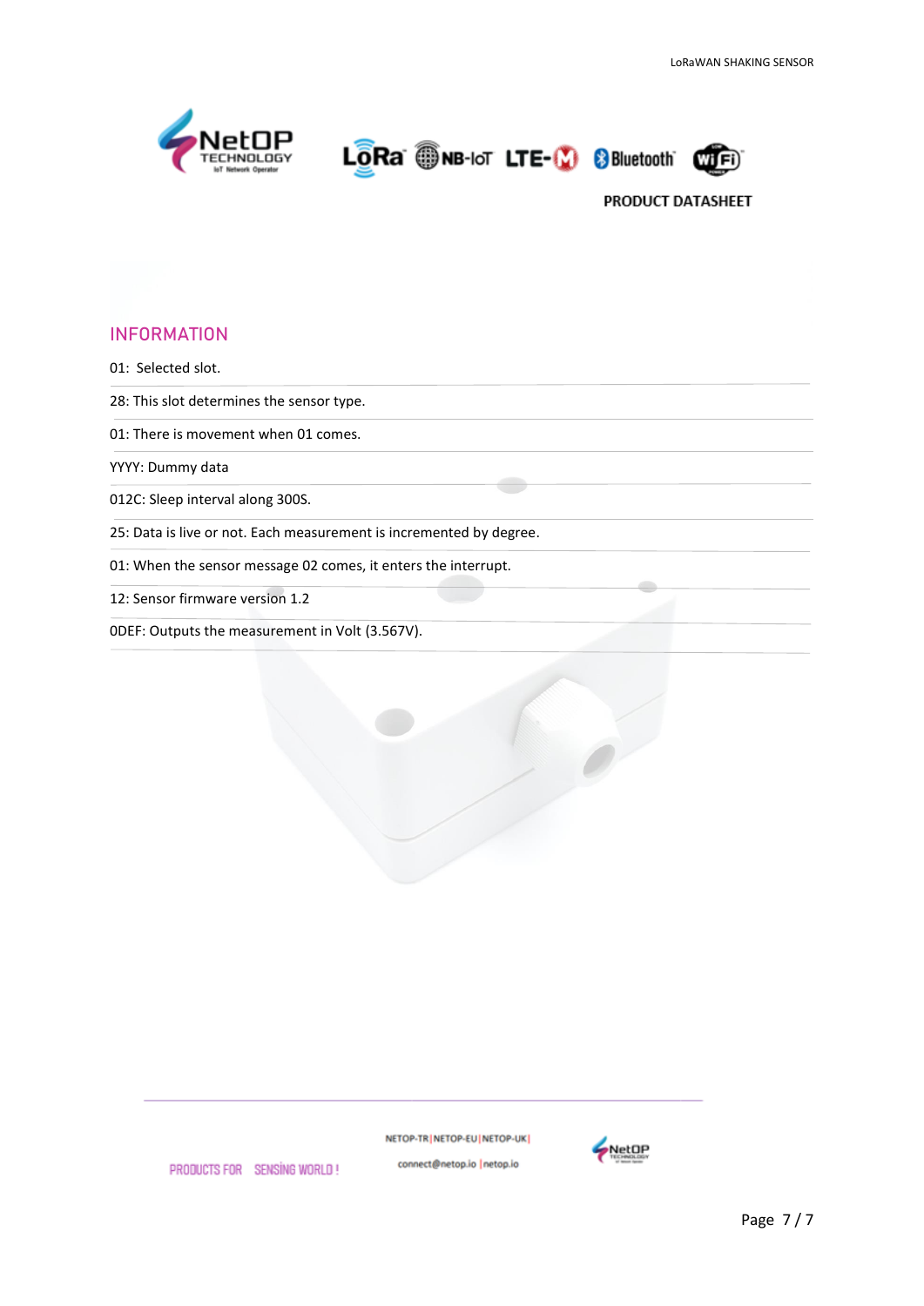## INFORMATION

01: Selected slot.

28: This slot determines the sensor type.

01: There is movement when 01 comes.

YYYY: Dummy data

012C: Sleep interval along 300S.

25: Data is live or not. Each measurement is incremented by degree.

01: When the sensor message 02 comes, it enters the interrupt.

12: Sensor firmware version 1.2

0DEF: Outputs the measurement in Volt (3.567V).